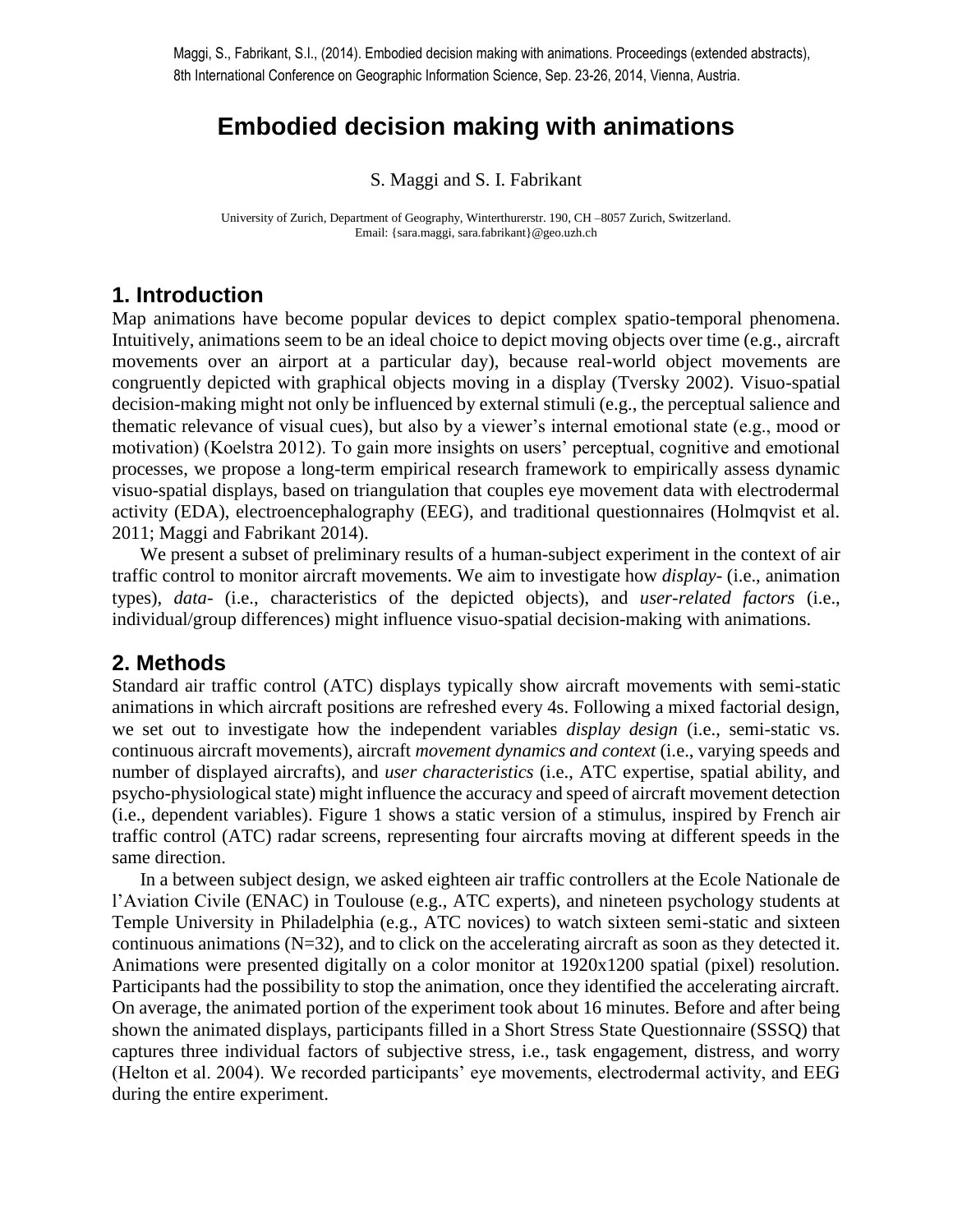Maggi, S., Fabrikant, S.I., (2014). Embodied decision making with animations. Proceedings (extended abstracts), 8th International Conference on Geographic Information Science, Sep. 23-26, 2014, Vienna, Austria.

# Embodied decision making with animations

S. Maggi and S. I. Fabrikant

University of Zurich, Department of Geography, Winterthurerstr. 190, CH –8057 Zurich, Switzerland.
Email: {sara.maggi, sara.fabrikant}@geo.uzh.ch

## 1. Introduction

Map animations have become popular devices to depict complex spatio-temporal phenomena. Intuitively, animations seem to be an ideal choice to depict moving objects over time (e.g., aircraft movements over an airport at a particular day), because real-world object movements are congruently depicted with graphical objects moving in a display (Tversky 2002). Visuo-spatial decision-making might not only be influenced by external stimuli (e.g., the perceptual salience and thematic relevance of visual cues), but also by a viewer's internal emotional state (e.g., mood or motivation) (Koelstra 2012). To gain more insights on users' perceptual, cognitive and emotional processes, we propose a long-term empirical research framework to empirically assess dynamic visuo-spatial displays, based on triangulation that couples eye movement data with electrodermal activity (EDA), electroencephalography (EEG), and traditional questionnaires (Holmqvist et al. 2011; Maggi and Fabrikant 2014).

We present a subset of preliminary results of a human-subject experiment in the context of air traffic control to monitor aircraft movements. We aim to investigate how *display-* (i.e., animation types), *data-* (i.e., characteristics of the depicted objects), and *user-related factors* (i.e., individual/group differences) might influence visuo-spatial decision-making with animations.

## 2. Methods

Standard air traffic control (ATC) displays typically show aircraft movements with semi-static animations in which aircraft positions are refreshed every 4s. Following a mixed factorial design, we set out to investigate how the independent variables *display design* (i.e., semi-static vs. continuous aircraft movements), aircraft *movement dynamics and context* (i.e., varying speeds and number of displayed aircrafts), and *user characteristics* (i.e., ATC expertise, spatial ability, and psycho-physiological state) might influence the accuracy and speed of aircraft movement detection (i.e., dependent variables). Figure 1 shows a static version of a stimulus, inspired by French air traffic control (ATC) radar screens, representing four aircrafts moving at different speeds in the same direction.

In a between subject design, we asked eighteen air traffic controllers at the Ecole Nationale de l'Aviation Civile (ENAC) in Toulouse (e.g., ATC experts), and nineteen psychology students at Temple University in Philadelphia (e.g., ATC novices) to watch sixteen semi-static and sixteen continuous animations (N=32), and to click on the accelerating aircraft as soon as they detected it. Animations were presented digitally on a color monitor at 1920x1200 spatial (pixel) resolution. Participants had the possibility to stop the animation, once they identified the accelerating aircraft. On average, the animated portion of the experiment took about 16 minutes. Before and after being shown the animated displays, participants filled in a Short Stress State Questionnaire (SSSQ) that captures three individual factors of subjective stress, i.e., task engagement, distress, and worry (Helton et al. 2004). We recorded participants' eye movements, electrodermal activity, and EEG during the entire experiment.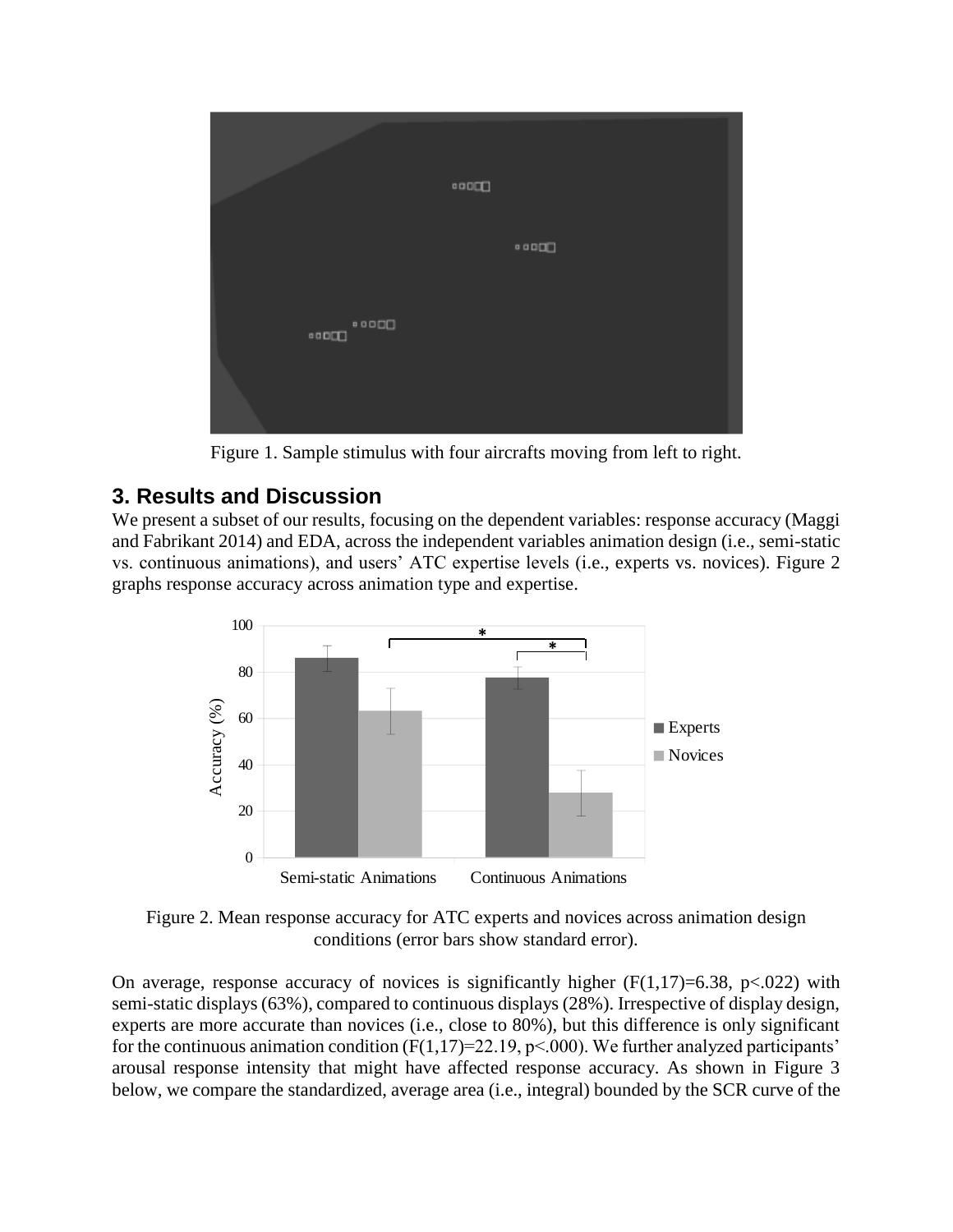Figure 1. Sample stimulus with four aircrafts moving from left to right.

## 3. Results and Discussion

We present a subset of our results, focusing on the dependent variables: response accuracy (Maggi and Fabrikant 2014) and EDA, across the independent variables animation design (i.e., semi-static vs. continuous animations), and users' ATC expertise levels (i.e., experts vs. novices). Figure 2 graphs response accuracy across animation type and expertise.

100
80
60
40
20
0
Accuracy (%)
Semi-static Animations
Continuous Animations
Experts
Novices
*
*

Figure 2. Mean response accuracy for ATC experts and novices across animation design conditions (error bars show standard error).

On average, response accuracy of novices is significantly higher ($F(1,17)=6.38$, $p<.022$) with semi-static displays (63%), compared to continuous displays (28%). Irrespective of display design, experts are more accurate than novices (i.e., close to 80%), but this difference is only significant for the continuous animation condition ($F(1,17)=22.19$, $p<.000$). We further analyzed participants' arousal response intensity that might have affected response accuracy. As shown in Figure 3 below, we compare the standardized, average area (i.e., integral) bounded by the SCR curve of the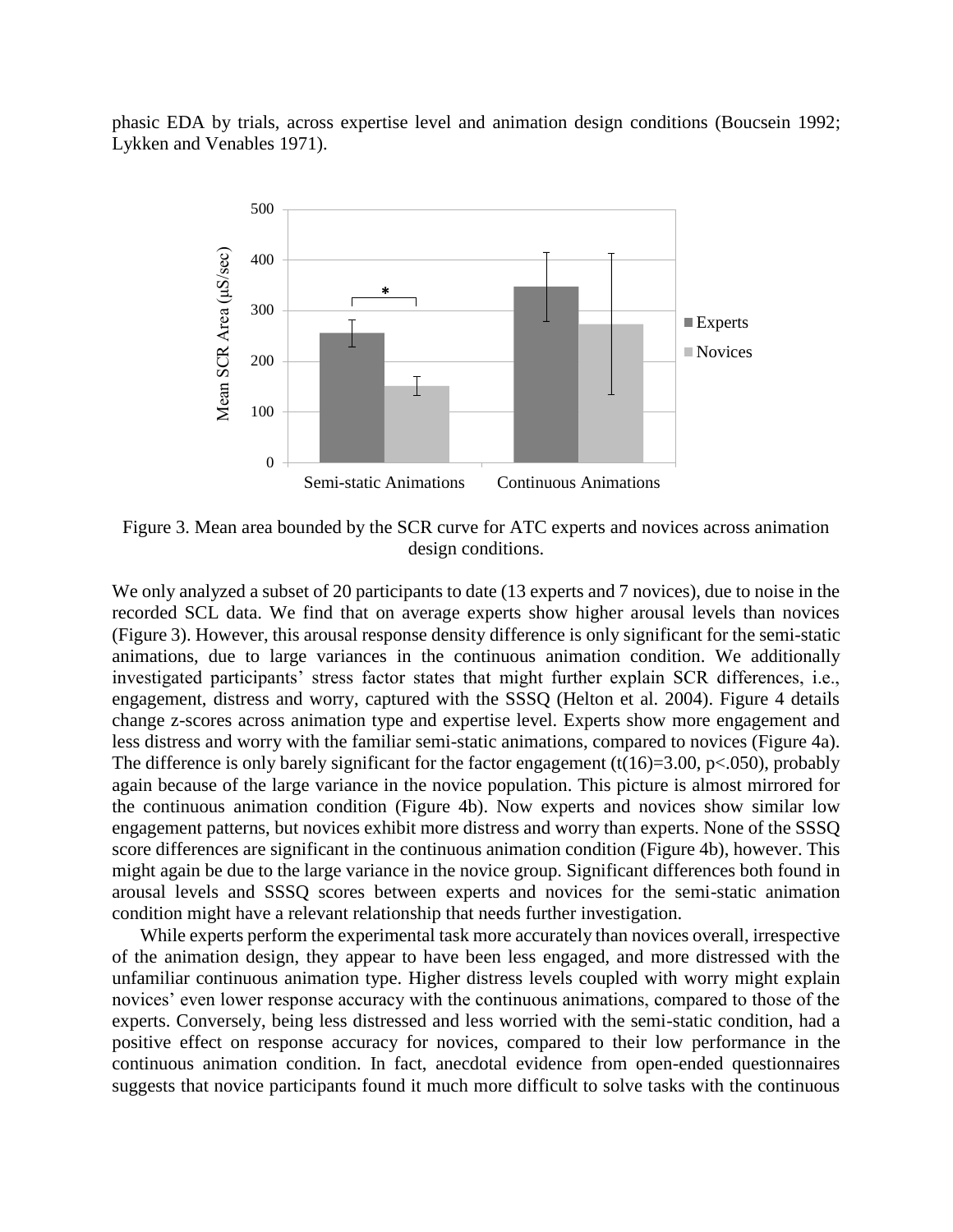phasic EDA by trials, across expertise level and animation design conditions (Boucsein 1992; Lykken and Venables 1971).

500
400
300
200
100
0
Mean SCR Area (µS/sec)
*
Semi-static Animations
Continuous Animations
Experts
Novices

Figure 3. Mean area bounded by the SCR curve for ATC experts and novices across animation design conditions.

We only analyzed a subset of 20 participants to date (13 experts and 7 novices), due to noise in the recorded SCL data. We find that on average experts show higher arousal levels than novices (Figure 3). However, this arousal response density difference is only significant for the semi-static animations, due to large variances in the continuous animation condition. We additionally investigated participants' stress factor states that might further explain SCR differences, i.e., engagement, distress and worry, captured with the SSSQ (Helton et al. 2004). Figure 4 details change z-scores across animation type and expertise level. Experts show more engagement and less distress and worry with the familiar semi-static animations, compared to novices (Figure 4a). The difference is only barely significant for the factor engagement ($t(16)=3.00$, $p<.050$), probably again because of the large variance in the novice population. This picture is almost mirrored for the continuous animation condition (Figure 4b). Now experts and novices show similar low engagement patterns, but novices exhibit more distress and worry than experts. None of the SSSQ score differences are significant in the continuous animation condition (Figure 4b), however. This might again be due to the large variance in the novice group. Significant differences both found in arousal levels and SSSQ scores between experts and novices for the semi-static animation condition might have a relevant relationship that needs further investigation.

While experts perform the experimental task more accurately than novices overall, irrespective of the animation design, they appear to have been less engaged, and more distressed with the unfamiliar continuous animation type. Higher distress levels coupled with worry might explain novices' even lower response accuracy with the continuous animations, compared to those of the experts. Conversely, being less distressed and less worried with the semi-static condition, had a positive effect on response accuracy for novices, compared to their low performance in the continuous animation condition. In fact, anecdotal evidence from open-ended questionnaires suggests that novice participants found it much more difficult to solve tasks with the continuous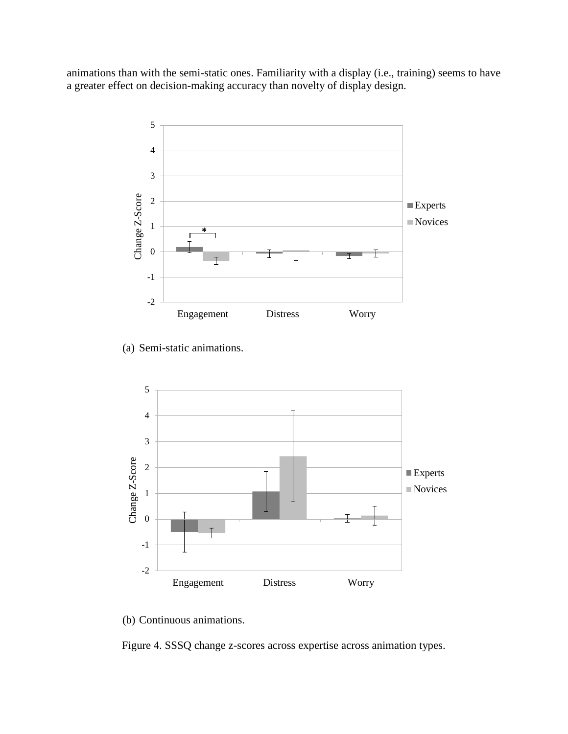animations than with the semi-static ones. Familiarity with a display (i.e., training) seems to have a greater effect on decision-making accuracy than novelty of display design.

5
4
3
2
1
0
-1
-2
Change Z-Score
*
Engagement
Distress
Worry
Experts
Novices

(a) Semi-static animations.

5
4
3
2
1
0
-1
-2
Change Z-Score
Engagement
Distress
Worry
Experts
Novices

(b) Continuous animations.

Figure 4. SSSQ change z-scores across expertise across animation types.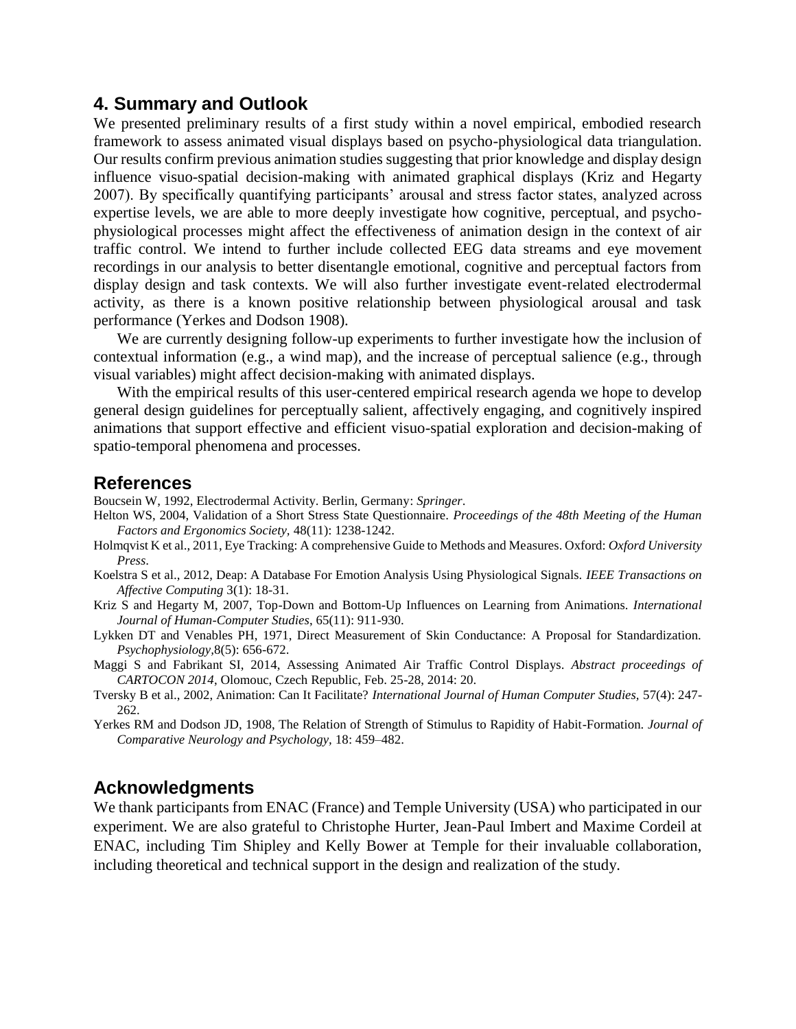## 4. Summary and Outlook

We presented preliminary results of a first study within a novel empirical, embodied research framework to assess animated visual displays based on psycho-physiological data triangulation. Our results confirm previous animation studies suggesting that prior knowledge and display design influence visuo-spatial decision-making with animated graphical displays (Kriz and Hegarty 2007). By specifically quantifying participants' arousal and stress factor states, analyzed across expertise levels, we are able to more deeply investigate how cognitive, perceptual, and psycho-physiological processes might affect the effectiveness of animation design in the context of air traffic control. We intend to further include collected EEG data streams and eye movement recordings in our analysis to better disentangle emotional, cognitive and perceptual factors from display design and task contexts. We will also further investigate event-related electrodermal activity, as there is a known positive relationship between physiological arousal and task performance (Yerkes and Dodson 1908).

We are currently designing follow-up experiments to further investigate how the inclusion of contextual information (e.g., a wind map), and the increase of perceptual salience (e.g., through visual variables) might affect decision-making with animated displays.

With the empirical results of this user-centered empirical research agenda we hope to develop general design guidelines for perceptually salient, affectively engaging, and cognitively inspired animations that support effective and efficient visuo-spatial exploration and decision-making of spatio-temporal phenomena and processes.

## References

Boucsein W, 1992, Electrodermal Activity. Berlin, Germany: *Springer*.

Helton WS, 2004, Validation of a Short Stress State Questionnaire. *Proceedings of the 48th Meeting of the Human Factors and Ergonomics Society,* 48(11): 1238-1242.

Holmqvist K et al., 2011, Eye Tracking: A comprehensive Guide to Methods and Measures. Oxford: *Oxford University Press*.

Koelstra S et al., 2012, Deap: A Database For Emotion Analysis Using Physiological Signals. *IEEE Transactions on Affective Computing* 3(1): 18-31.

Kriz S and Hegarty M, 2007, Top-Down and Bottom-Up Influences on Learning from Animations. *International Journal of Human-Computer Studies*, 65(11): 911-930.

Lykken DT and Venables PH, 1971, Direct Measurement of Skin Conductance: A Proposal for Standardization. *Psychophysiology*,8(5): 656-672.

Maggi S and Fabrikant SI, 2014, Assessing Animated Air Traffic Control Displays. *Abstract proceedings of CARTOCON 2014*, Olomouc, Czech Republic, Feb. 25-28, 2014: 20.

Tversky B et al., 2002, Animation: Can It Facilitate? *International Journal of Human Computer Studies,* 57(4): 247-262.

Yerkes RM and Dodson JD, 1908, The Relation of Strength of Stimulus to Rapidity of Habit-Formation. *Journal of Comparative Neurology and Psychology,* 18: 459–482.

## Acknowledgments

We thank participants from ENAC (France) and Temple University (USA) who participated in our experiment. We are also grateful to Christophe Hurter, Jean-Paul Imbert and Maxime Cordeil at ENAC, including Tim Shipley and Kelly Bower at Temple for their invaluable collaboration, including theoretical and technical support in the design and realization of the study.